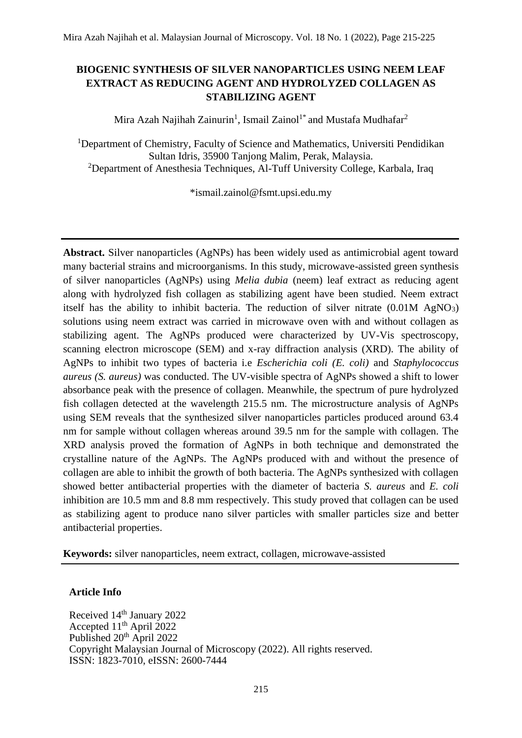# BIOGENIC SYNTHESIS OF SILVER NANOPARTICLES USING NEEM LEAF EXTRACT AS REDUCING AGENT AND HYDROLYZED COLLAGEN AS STABILIZING AGENT

Mira Azah Najihah Zainurin[1], Ismail Zainol[1*] and Mustafa Mudhafar[2]

[1]Department of Chemistry, Faculty of Science and Mathematics, Universiti Pendidikan Sultan Idris, 35900 Tanjong Malim, Perak, Malaysia.
[2]Department of Anesthesia Techniques, Al-Tuff University College, Karbala, Iraq

*ismail.zainol@fsmt.upsi.edu.my

---

**Abstract.** Silver nanoparticles (AgNPs) has been widely used as antimicrobial agent toward many bacterial strains and microorganisms. In this study, microwave-assisted green synthesis of silver nanoparticles (AgNPs) using *Melia dubia* (neem) leaf extract as reducing agent along with hydrolyzed fish collagen as stabilizing agent have been studied. Neem extract itself has the ability to inhibit bacteria. The reduction of silver nitrate (0.01M $AgNO_3$) solutions using neem extract was carried in microwave oven with and without collagen as stabilizing agent. The AgNPs produced were characterized by UV-Vis spectroscopy, scanning electron microscope (SEM) and x-ray diffraction analysis (XRD). The ability of AgNPs to inhibit two types of bacteria i.e *Escherichia coli (E. coli)* and *Staphylococcus aureus (S. aureus)* was conducted. The UV-visible spectra of AgNPs showed a shift to lower absorbance peak with the presence of collagen. Meanwhile, the spectrum of pure hydrolyzed fish collagen detected at the wavelength 215.5 nm. The microstructure analysis of AgNPs using SEM reveals that the synthesized silver nanoparticles particles produced around 63.4 nm for sample without collagen whereas around 39.5 nm for the sample with collagen. The XRD analysis proved the formation of AgNPs in both technique and demonstrated the crystalline nature of the AgNPs. The AgNPs produced with and without the presence of collagen are able to inhibit the growth of both bacteria. The AgNPs synthesized with collagen showed better antibacterial properties with the diameter of bacteria *S. aureus* and *E. coli* inhibition are 10.5 mm and 8.8 mm respectively. This study proved that collagen can be used as stabilizing agent to produce nano silver particles with smaller particles size and better antibacterial properties.

**Keywords:** silver nanoparticles, neem extract, collagen, microwave-assisted

---

**Article Info**

Received 14th January 2022
Accepted 11th April 2022
Published 20th April 2022
Copyright Malaysian Journal of Microscopy (2022). All rights reserved.
ISSN: 1823-7010, eISSN: 2600-7444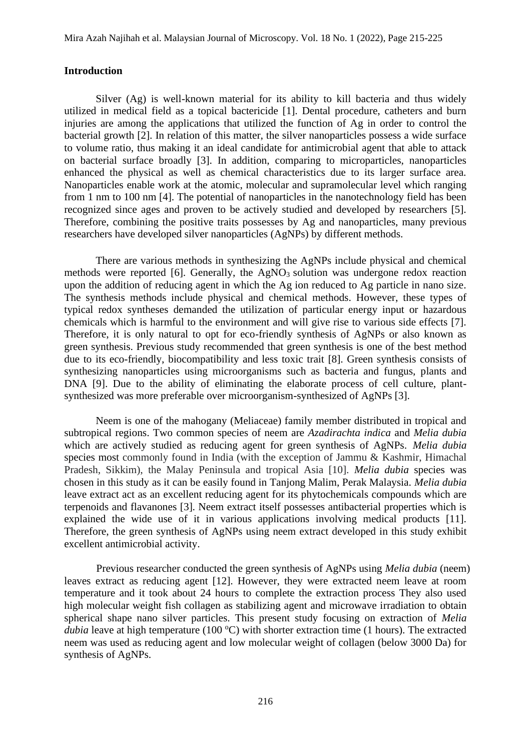## Introduction

Silver (Ag) is well-known material for its ability to kill bacteria and thus widely utilized in medical field as a topical bactericide [1]. Dental procedure, catheters and burn injuries are among the applications that utilized the function of Ag in order to control the bacterial growth [2]. In relation of this matter, the silver nanoparticles possess a wide surface to volume ratio, thus making it an ideal candidate for antimicrobial agent that able to attack on bacterial surface broadly [3]. In addition, comparing to microparticles, nanoparticles enhanced the physical as well as chemical characteristics due to its larger surface area. Nanoparticles enable work at the atomic, molecular and supramolecular level which ranging from 1 nm to 100 nm [4]. The potential of nanoparticles in the nanotechnology field has been recognized since ages and proven to be actively studied and developed by researchers [5]. Therefore, combining the positive traits possesses by Ag and nanoparticles, many previous researchers have developed silver nanoparticles (AgNPs) by different methods.

There are various methods in synthesizing the AgNPs include physical and chemical methods were reported [6]. Generally, the $AgNO_3$ solution was undergone redox reaction upon the addition of reducing agent in which the Ag ion reduced to Ag particle in nano size. The synthesis methods include physical and chemical methods. However, these types of typical redox syntheses demanded the utilization of particular energy input or hazardous chemicals which is harmful to the environment and will give rise to various side effects [7]. Therefore, it is only natural to opt for eco-friendly synthesis of AgNPs or also known as green synthesis. Previous study recommended that green synthesis is one of the best method due to its eco-friendly, biocompatibility and less toxic trait [8]. Green synthesis consists of synthesizing nanoparticles using microorganisms such as bacteria and fungus, plants and DNA [9]. Due to the ability of eliminating the elaborate process of cell culture, plant-synthesized was more preferable over microorganism-synthesized of AgNPs [3].

Neem is one of the mahogany (Meliaceae) family member distributed in tropical and subtropical regions. Two common species of neem are *Azadirachta indica* and *Melia dubia* which are actively studied as reducing agent for green synthesis of AgNPs. *Melia dubia* species most commonly found in India (with the exception of Jammu & Kashmir, Himachal Pradesh, Sikkim), the Malay Peninsula and tropical Asia [10]. *Melia dubia* species was chosen in this study as it can be easily found in Tanjong Malim, Perak Malaysia. *Melia dubia* leave extract act as an excellent reducing agent for its phytochemicals compounds which are terpenoids and flavanones [3]. Neem extract itself possesses antibacterial properties which is explained the wide use of it in various applications involving medical products [11]. Therefore, the green synthesis of AgNPs using neem extract developed in this study exhibit excellent antimicrobial activity.

Previous researcher conducted the green synthesis of AgNPs using *Melia dubia* (neem) leaves extract as reducing agent [12]. However, they were extracted neem leave at room temperature and it took about 24 hours to complete the extraction process They also used high molecular weight fish collagen as stabilizing agent and microwave irradiation to obtain spherical shape nano silver particles. This present study focusing on extraction of *Melia dubia* leave at high temperature (100 $^{o}$C) with shorter extraction time (1 hours). The extracted neem was used as reducing agent and low molecular weight of collagen (below 3000 Da) for synthesis of AgNPs.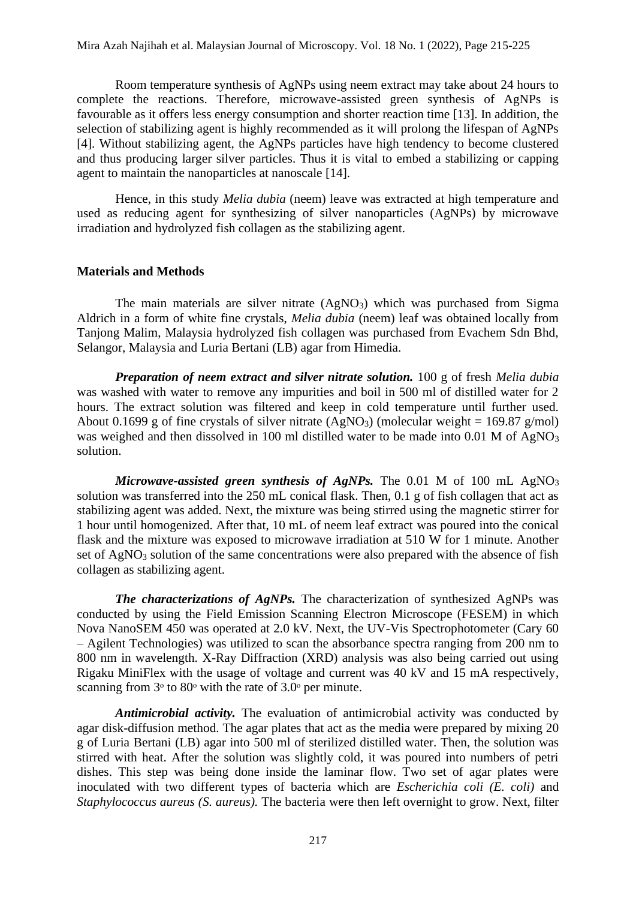Room temperature synthesis of AgNPs using neem extract may take about 24 hours to complete the reactions. Therefore, microwave-assisted green synthesis of AgNPs is favourable as it offers less energy consumption and shorter reaction time [13]. In addition, the selection of stabilizing agent is highly recommended as it will prolong the lifespan of AgNPs [4]. Without stabilizing agent, the AgNPs particles have high tendency to become clustered and thus producing larger silver particles. Thus it is vital to embed a stabilizing or capping agent to maintain the nanoparticles at nanoscale [14].

Hence, in this study *Melia dubia* (neem) leave was extracted at high temperature and used as reducing agent for synthesizing of silver nanoparticles (AgNPs) by microwave irradiation and hydrolyzed fish collagen as the stabilizing agent.

## Materials and Methods

The main materials are silver nitrate ($AgNO_3$) which was purchased from Sigma Aldrich in a form of white fine crystals, *Melia dubia* (neem) leaf was obtained locally from Tanjong Malim, Malaysia hydrolyzed fish collagen was purchased from Evachem Sdn Bhd, Selangor, Malaysia and Luria Bertani (LB) agar from Himedia.

***Preparation of neem extract and silver nitrate solution.*** 100 g of fresh *Melia dubia* was washed with water to remove any impurities and boil in 500 ml of distilled water for 2 hours. The extract solution was filtered and keep in cold temperature until further used. About 0.1699 g of fine crystals of silver nitrate ($AgNO_3$) (molecular weight = 169.87 g/mol) was weighed and then dissolved in 100 ml distilled water to be made into 0.01 M of $AgNO_3$ solution.

***Microwave-assisted green synthesis of AgNPs.*** The 0.01 M of 100 mL $AgNO_3$ solution was transferred into the 250 mL conical flask. Then, 0.1 g of fish collagen that act as stabilizing agent was added. Next, the mixture was being stirred using the magnetic stirrer for 1 hour until homogenized. After that, 10 mL of neem leaf extract was poured into the conical flask and the mixture was exposed to microwave irradiation at 510 W for 1 minute. Another set of $AgNO_3$ solution of the same concentrations were also prepared with the absence of fish collagen as stabilizing agent.

***The characterizations of AgNPs.*** The characterization of synthesized AgNPs was conducted by using the Field Emission Scanning Electron Microscope (FESEM) in which Nova NanoSEM 450 was operated at 2.0 kV. Next, the UV-Vis Spectrophotometer (Cary 60 – Agilent Technologies) was utilized to scan the absorbance spectra ranging from 200 nm to 800 nm in wavelength. X-Ray Diffraction (XRD) analysis was also being carried out using Rigaku MiniFlex with the usage of voltage and current was 40 kV and 15 mA respectively, scanning from $3^o$ to $80^o$ with the rate of $3.0^o$ per minute.

***Antimicrobial activity.*** The evaluation of antimicrobial activity was conducted by agar disk-diffusion method. The agar plates that act as the media were prepared by mixing 20 g of Luria Bertani (LB) agar into 500 ml of sterilized distilled water. Then, the solution was stirred with heat. After the solution was slightly cold, it was poured into numbers of petri dishes. This step was being done inside the laminar flow. Two set of agar plates were inoculated with two different types of bacteria which are *Escherichia coli (E. coli)* and *Staphylococcus aureus (S. aureus).* The bacteria were then left overnight to grow. Next, filter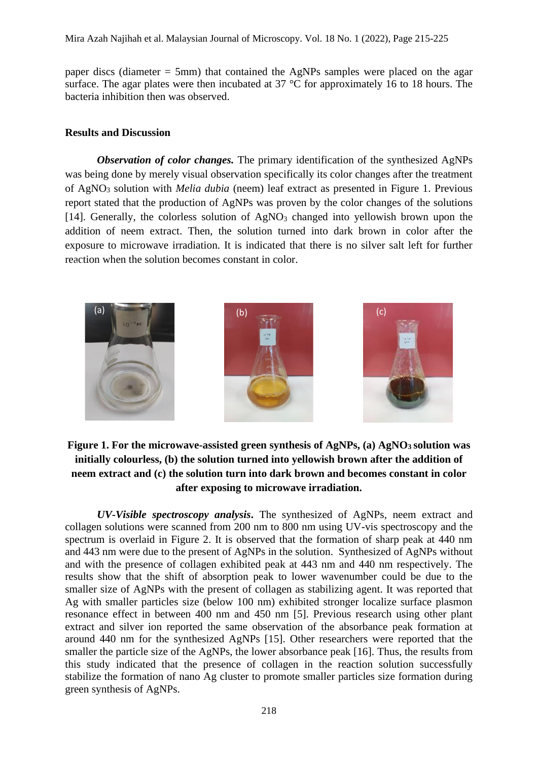paper discs (diameter = 5mm) that contained the AgNPs samples were placed on the agar surface. The agar plates were then incubated at 37 °C for approximately 16 to 18 hours. The bacteria inhibition then was observed.

## Results and Discussion

***Observation of color changes.*** The primary identification of the synthesized AgNPs was being done by merely visual observation specifically its color changes after the treatment of $AgNO_3$ solution with *Melia dubia* (neem) leaf extract as presented in Figure 1. Previous report stated that the production of AgNPs was proven by the color changes of the solutions [14]. Generally, the colorless solution of $AgNO_3$ changed into yellowish brown upon the addition of neem extract. Then, the solution turned into dark brown in color after the exposure to microwave irradiation. It is indicated that there is no silver salt left for further reaction when the solution becomes constant in color.

**Figure 1. For the microwave-assisted green synthesis of AgNPs, (a) $AgNO_3$ solution was initially colourless, (b) the solution turned into yellowish brown after the addition of neem extract and (c) the solution turn into dark brown and becomes constant in color after exposing to microwave irradiation.**

***UV-Visible spectroscopy analysis***. The synthesized of AgNPs, neem extract and collagen solutions were scanned from 200 nm to 800 nm using UV-vis spectroscopy and the spectrum is overlaid in Figure 2. It is observed that the formation of sharp peak at 440 nm and 443 nm were due to the present of AgNPs in the solution. Synthesized of AgNPs without and with the presence of collagen exhibited peak at 443 nm and 440 nm respectively. The results show that the shift of absorption peak to lower wavenumber could be due to the smaller size of AgNPs with the present of collagen as stabilizing agent. It was reported that Ag with smaller particles size (below 100 nm) exhibited stronger localize surface plasmon resonance effect in between 400 nm and 450 nm [5]. Previous research using other plant extract and silver ion reported the same observation of the absorbance peak formation at around 440 nm for the synthesized AgNPs [15]. Other researchers were reported that the smaller the particle size of the AgNPs, the lower absorbance peak [16]. Thus, the results from this study indicated that the presence of collagen in the reaction solution successfully stabilize the formation of nano Ag cluster to promote smaller particles size formation during green synthesis of AgNPs.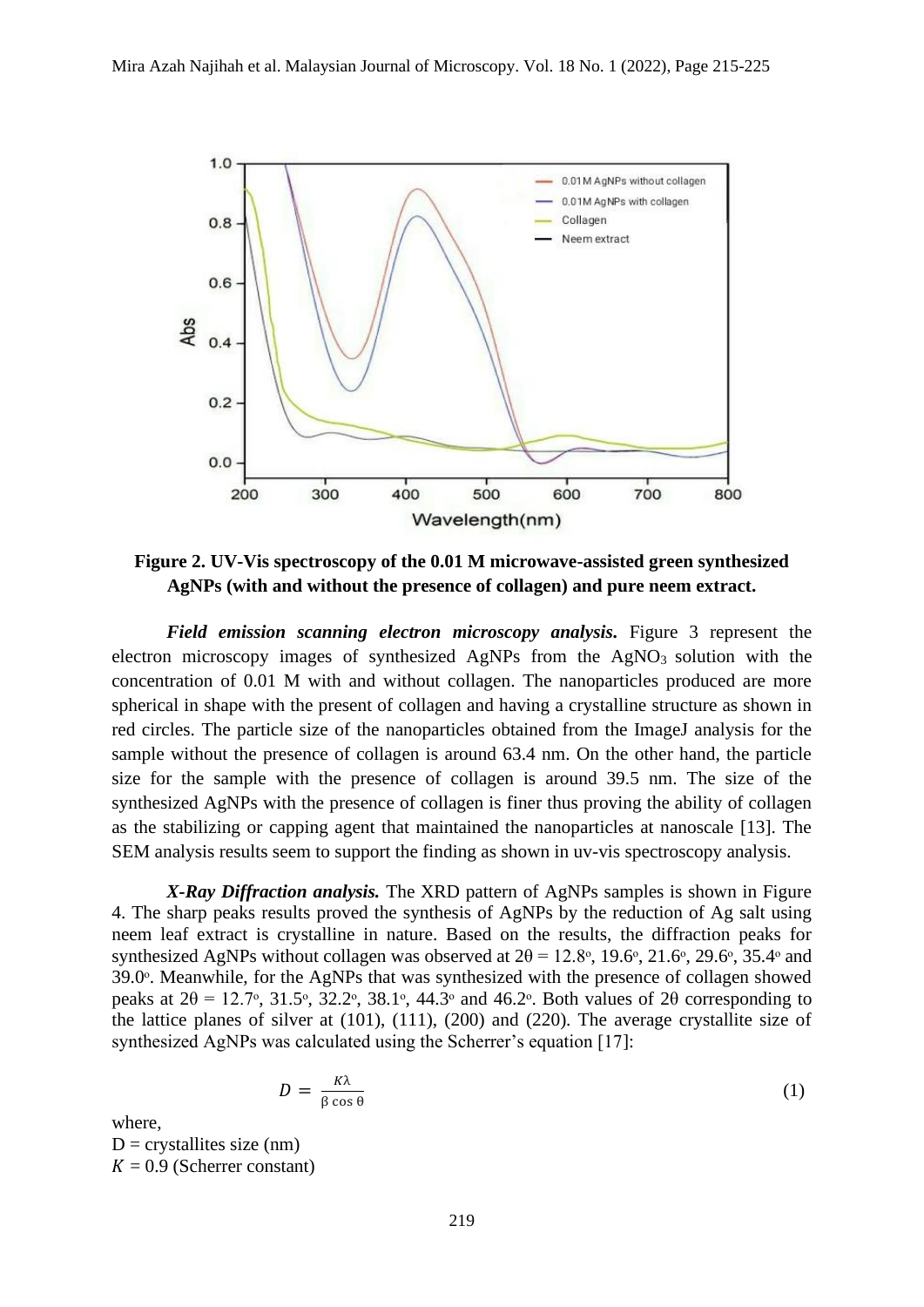**Figure 2. UV-Vis spectroscopy of the 0.01 M microwave-assisted green synthesized AgNPs (with and without the presence of collagen) and pure neem extract.**

***Field emission scanning electron microscopy analysis.*** Figure 3 represent the electron microscopy images of synthesized AgNPs from the $AgNO_3$ solution with the concentration of 0.01 M with and without collagen. The nanoparticles produced are more spherical in shape with the present of collagen and having a crystalline structure as shown in red circles. The particle size of the nanoparticles obtained from the ImageJ analysis for the sample without the presence of collagen is around 63.4 nm. On the other hand, the particle size for the sample with the presence of collagen is around 39.5 nm. The size of the synthesized AgNPs with the presence of collagen is finer thus proving the ability of collagen as the stabilizing or capping agent that maintained the nanoparticles at nanoscale [13]. The SEM analysis results seem to support the finding as shown in uv-vis spectroscopy analysis.

***X-Ray Diffraction analysis.*** The XRD pattern of AgNPs samples is shown in Figure 4. The sharp peaks results proved the synthesis of AgNPs by the reduction of Ag salt using neem leaf extract is crystalline in nature. Based on the results, the diffraction peaks for synthesized AgNPs without collagen was observed at $2\theta = 12.8^{o}$, $19.6^{o}$, $21.6^{o}$, $29.6^{o}$, $35.4^{o}$ and $39.0^{o}$. Meanwhile, for the AgNPs that was synthesized with the presence of collagen showed peaks at $2\theta = 12.7^{o}$, $31.5^{o}$, $32.2^{o}$, $38.1^{o}$, $44.3^{o}$ and $46.2^{o}$. Both values of $2\theta$ corresponding to the lattice planes of silver at (101), (111), (200) and (220). The average crystallite size of synthesized AgNPs was calculated using the Scherrer's equation [17]:

$$D = \frac{K\lambda}{\beta \cos \theta} \tag{1}$$

where,
D = crystallites size (nm)
$K$ = 0.9 (Scherrer constant)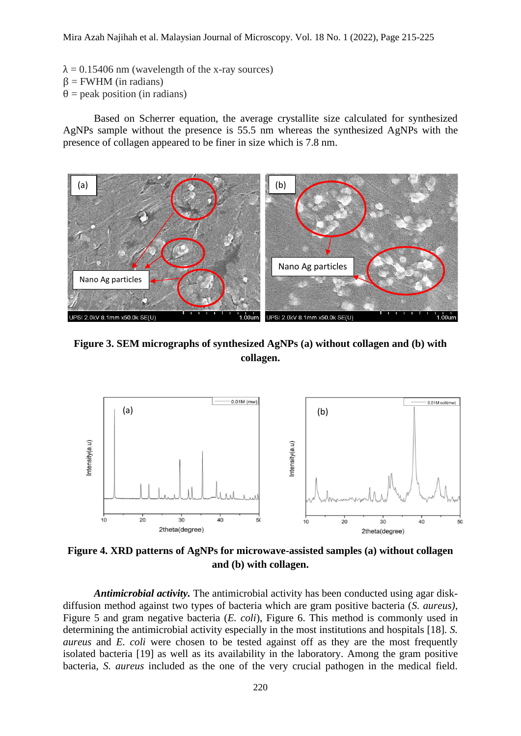$\lambda$ = 0.15406 nm (wavelength of the x-ray sources)
$\beta$ = FWHM (in radians)
$\theta$ = peak position (in radians)

Based on Scherrer equation, the average crystallite size calculated for synthesized AgNPs sample without the presence is 55.5 nm whereas the synthesized AgNPs with the presence of collagen appeared to be finer in size which is 7.8 nm.

**Figure 3. SEM micrographs of synthesized AgNPs (a) without collagen and (b) with collagen.**

**Figure 4. XRD patterns of AgNPs for microwave-assisted samples (a) without collagen and (b) with collagen.**

***Antimicrobial activity.*** The antimicrobial activity has been conducted using agar disk-diffusion method against two types of bacteria which are gram positive bacteria (*S. aureus)*, Figure 5 and gram negative bacteria (*E. coli*), Figure 6. This method is commonly used in determining the antimicrobial activity especially in the most institutions and hospitals [18]. *S. aureus* and *E. coli* were chosen to be tested against off as they are the most frequently isolated bacteria [19] as well as its availability in the laboratory. Among the gram positive bacteria, *S. aureus* included as the one of the very crucial pathogen in the medical field.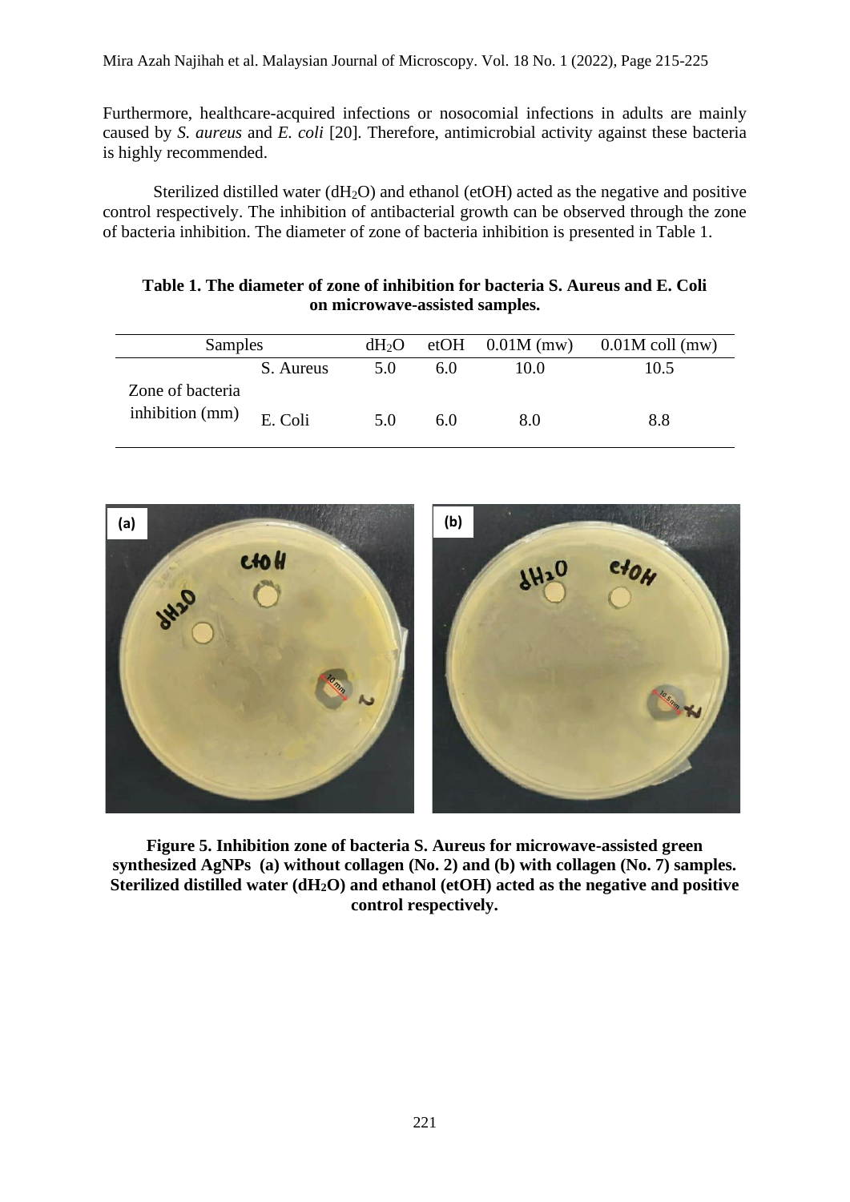Furthermore, healthcare-acquired infections or nosocomial infections in adults are mainly caused by *S. aureus* and *E. coli* [20]. Therefore, antimicrobial activity against these bacteria is highly recommended.

Sterilized distilled water ($dH_2O$) and ethanol (etOH) acted as the negative and positive control respectively. The inhibition of antibacterial growth can be observed through the zone of bacteria inhibition. The diameter of zone of bacteria inhibition is presented in Table 1.

**Table 1. The diameter of zone of inhibition for bacteria S. Aureus and E. Coli on microwave-assisted samples.**

| Samples | | $dH_2O$ | etOH | 0.01M (mw) | 0.01M coll (mw) |
|---|---|---|---|---|---|
| Zone of bacteria inhibition (mm) | S. Aureus | 5.0 | 6.0 | 10.0 | 10.5 |
| | E. Coli | 5.0 | 6.0 | 8.0 | 8.8 |

**Figure 5. Inhibition zone of bacteria S. Aureus for microwave-assisted green synthesized AgNPs (a) without collagen (No. 2) and (b) with collagen (No. 7) samples. Sterilized distilled water ($dH_2O$) and ethanol (etOH) acted as the negative and positive control respectively.**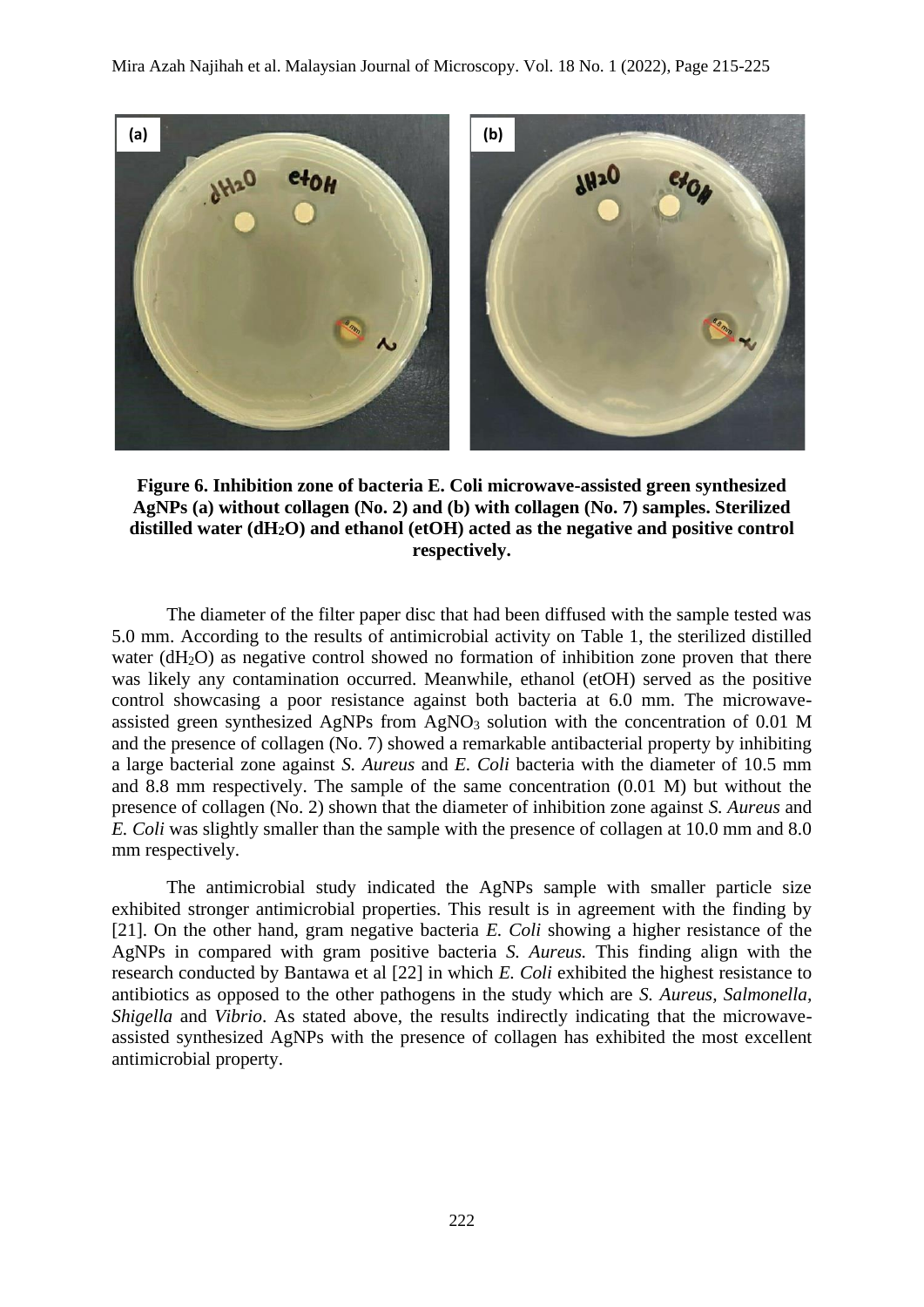**Figure 6. Inhibition zone of bacteria E. Coli microwave-assisted green synthesized AgNPs (a) without collagen (No. 2) and (b) with collagen (No. 7) samples. Sterilized distilled water ($dH_2O$) and ethanol (etOH) acted as the negative and positive control respectively.**

The diameter of the filter paper disc that had been diffused with the sample tested was 5.0 mm. According to the results of antimicrobial activity on Table 1, the sterilized distilled water ($dH_2O$) as negative control showed no formation of inhibition zone proven that there was likely any contamination occurred. Meanwhile, ethanol (etOH) served as the positive control showcasing a poor resistance against both bacteria at 6.0 mm. The microwave-assisted green synthesized AgNPs from $AgNO_3$ solution with the concentration of 0.01 M and the presence of collagen (No. 7) showed a remarkable antibacterial property by inhibiting a large bacterial zone against *S. Aureus* and *E. Coli* bacteria with the diameter of 10.5 mm and 8.8 mm respectively. The sample of the same concentration (0.01 M) but without the presence of collagen (No. 2) shown that the diameter of inhibition zone against *S. Aureus* and *E. Coli* was slightly smaller than the sample with the presence of collagen at 10.0 mm and 8.0 mm respectively.

The antimicrobial study indicated the AgNPs sample with smaller particle size exhibited stronger antimicrobial properties. This result is in agreement with the finding by [21]. On the other hand, gram negative bacteria *E. Coli* showing a higher resistance of the AgNPs in compared with gram positive bacteria *S. Aureus.* This finding align with the research conducted by Bantawa et al [22] in which *E. Coli* exhibited the highest resistance to antibiotics as opposed to the other pathogens in the study which are *S. Aureus, Salmonella, Shigella* and *Vibrio*. As stated above, the results indirectly indicating that the microwave-assisted synthesized AgNPs with the presence of collagen has exhibited the most excellent antimicrobial property.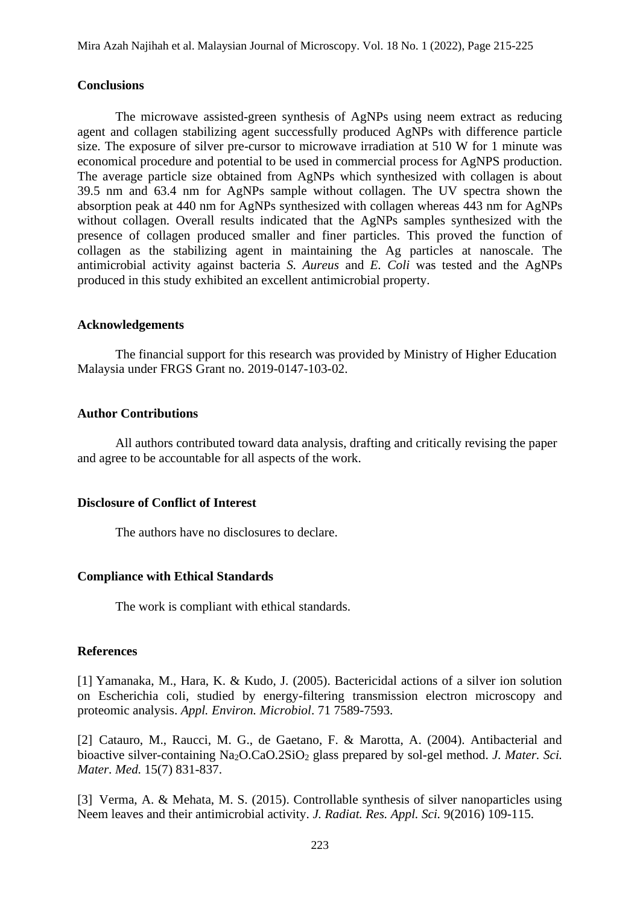## Conclusions

The microwave assisted-green synthesis of AgNPs using neem extract as reducing agent and collagen stabilizing agent successfully produced AgNPs with difference particle size. The exposure of silver pre-cursor to microwave irradiation at 510 W for 1 minute was economical procedure and potential to be used in commercial process for AgNPS production. The average particle size obtained from AgNPs which synthesized with collagen is about 39.5 nm and 63.4 nm for AgNPs sample without collagen. The UV spectra shown the absorption peak at 440 nm for AgNPs synthesized with collagen whereas 443 nm for AgNPs without collagen. Overall results indicated that the AgNPs samples synthesized with the presence of collagen produced smaller and finer particles. This proved the function of collagen as the stabilizing agent in maintaining the Ag particles at nanoscale. The antimicrobial activity against bacteria *S. Aureus* and *E. Coli* was tested and the AgNPs produced in this study exhibited an excellent antimicrobial property.

## Acknowledgements

The financial support for this research was provided by Ministry of Higher Education Malaysia under FRGS Grant no. 2019-0147-103-02.

## Author Contributions

All authors contributed toward data analysis, drafting and critically revising the paper and agree to be accountable for all aspects of the work.

## Disclosure of Conflict of Interest

The authors have no disclosures to declare.

## Compliance with Ethical Standards

The work is compliant with ethical standards.

## References

[1] Yamanaka, M., Hara, K. & Kudo, J. (2005). Bactericidal actions of a silver ion solution on Escherichia coli, studied by energy-filtering transmission electron microscopy and proteomic analysis. *Appl. Environ. Microbiol*. 71 7589-7593.

[2] Catauro, M., Raucci, M. G., de Gaetano, F. & Marotta, A. (2004). Antibacterial and bioactive silver-containing $Na_2O.CaO.2SiO_2$ glass prepared by sol-gel method. *J. Mater. Sci. Mater. Med.* 15(7) 831-837.

[3] Verma, A. & Mehata, M. S. (2015). Controllable synthesis of silver nanoparticles using Neem leaves and their antimicrobial activity. *J. Radiat. Res. Appl. Sci.* 9(2016) 109-115.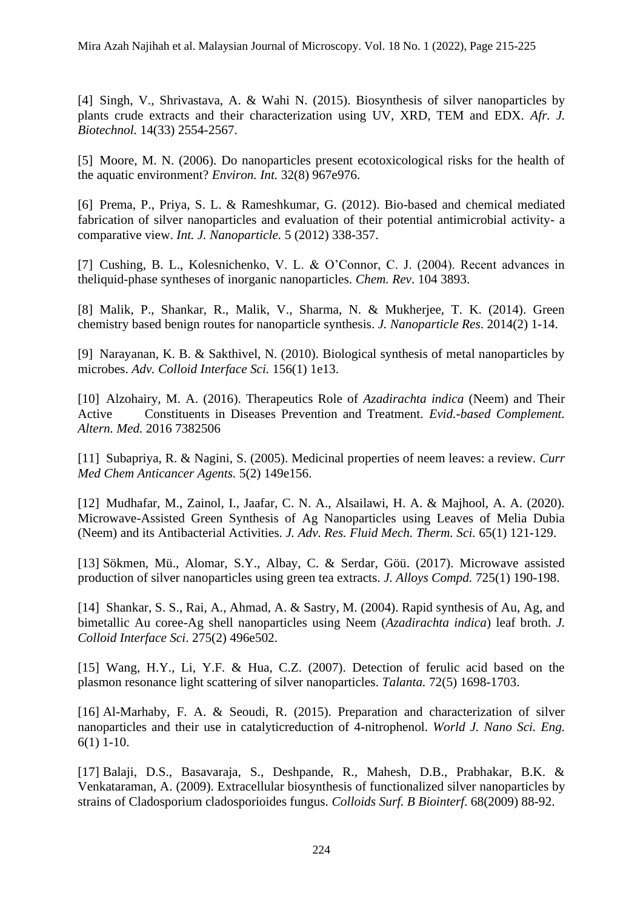[4] Singh, V., Shrivastava, A. & Wahi N. (2015). Biosynthesis of silver nanoparticles by plants crude extracts and their characterization using UV, XRD, TEM and EDX. *Afr. J. Biotechnol.* 14(33) 2554-2567.

[5] Moore, M. N. (2006). Do nanoparticles present ecotoxicological risks for the health of the aquatic environment? *Environ. Int.* 32(8) 967e976.

[6] Prema, P., Priya, S. L. & Rameshkumar, G. (2012). Bio-based and chemical mediated fabrication of silver nanoparticles and evaluation of their potential antimicrobial activity- a comparative view. *Int. J. Nanoparticle.* 5 (2012) 338-357.

[7] Cushing, B. L., Kolesnichenko, V. L. & O'Connor, C. J. (2004). Recent advances in theliquid-phase syntheses of inorganic nanoparticles. *Chem. Rev*. 104 3893.

[8] Malik, P., Shankar, R., Malik, V., Sharma, N. & Mukherjee, T. K. (2014). Green chemistry based benign routes for nanoparticle synthesis. *J. Nanoparticle Res*. 2014(2) 1-14.

[9] Narayanan, K. B. & Sakthivel, N. (2010). Biological synthesis of metal nanoparticles by microbes. *Adv. Colloid Interface Sci.* 156(1) 1e13.

[10] Alzohairy, M. A. (2016). Therapeutics Role of *Azadirachta indica* (Neem) and Their Active Constituents in Diseases Prevention and Treatment. *Evid.-based Complement. Altern. Med.* 2016 7382506

[11] Subapriya, R. & Nagini, S. (2005). Medicinal properties of neem leaves: a review. *Curr Med Chem Anticancer Agents.* 5(2) 149e156.

[12] Mudhafar, M., Zainol, I., Jaafar, C. N. A., Alsailawi, H. A. & Majhool, A. A. (2020). Microwave-Assisted Green Synthesis of Ag Nanoparticles using Leaves of Melia Dubia (Neem) and its Antibacterial Activities. *J. Adv. Res. Fluid Mech. Therm. Sci.* 65(1) 121-129.

[13] Sökmen, Mü., Alomar, S.Y., Albay, C. & Serdar, Göü. (2017). Microwave assisted production of silver nanoparticles using green tea extracts. *J. Alloys Compd.* 725(1) 190-198.

[14] Shankar, S. S., Rai, A., Ahmad, A. & Sastry, M. (2004). Rapid synthesis of Au, Ag, and bimetallic Au coree-Ag shell nanoparticles using Neem (*Azadirachta indica*) leaf broth. *J. Colloid Interface Sci*. 275(2) 496e502.

[15] Wang, H.Y., Li, Y.F. & Hua, C.Z. (2007). Detection of ferulic acid based on the plasmon resonance light scattering of silver nanoparticles. *Talanta.* 72(5) 1698-1703.

[16] Al-Marhaby, F. A. & Seoudi, R. (2015). Preparation and characterization of silver nanoparticles and their use in catalyticreduction of 4-nitrophenol. *World J. Nano Sci. Eng.* 6(1) 1-10.

[17] Balaji, D.S., Basavaraja, S., Deshpande, R., Mahesh, D.B., Prabhakar, B.K. & Venkataraman, A. (2009). Extracellular biosynthesis of functionalized silver nanoparticles by strains of Cladosporium cladosporioides fungus. *Colloids Surf. B Biointerf*. 68(2009) 88-92.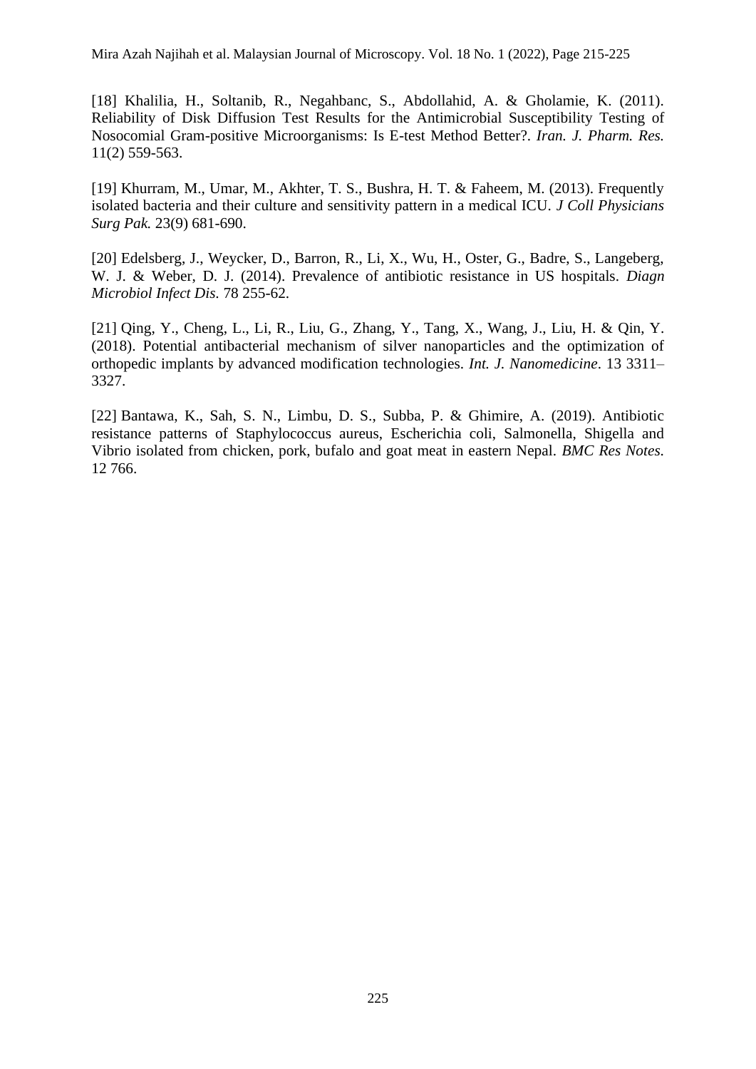[18] Khalilia, H., Soltanib, R., Negahbanc, S., Abdollahid, A. & Gholamie, K. (2011). Reliability of Disk Diffusion Test Results for the Antimicrobial Susceptibility Testing of Nosocomial Gram-positive Microorganisms: Is E-test Method Better?. *Iran. J. Pharm. Res.* 11(2) 559-563.

[19] Khurram, M., Umar, M., Akhter, T. S., Bushra, H. T. & Faheem, M. (2013). Frequently isolated bacteria and their culture and sensitivity pattern in a medical ICU. *J Coll Physicians Surg Pak.* 23(9) 681-690.

[20] Edelsberg, J., Weycker, D., Barron, R., Li, X., Wu, H., Oster, G., Badre, S., Langeberg, W. J. & Weber, D. J. (2014). Prevalence of antibiotic resistance in US hospitals. *Diagn Microbiol Infect Dis.* 78 255-62.

[21] Qing, Y., Cheng, L., Li, R., Liu, G., Zhang, Y., Tang, X., Wang, J., Liu, H. & Qin, Y. (2018). Potential antibacterial mechanism of silver nanoparticles and the optimization of orthopedic implants by advanced modification technologies. *Int. J. Nanomedicine*. 13 3311–3327.

[22] Bantawa, K., Sah, S. N., Limbu, D. S., Subba, P. & Ghimire, A. (2019). Antibiotic resistance patterns of Staphylococcus aureus, Escherichia coli, Salmonella, Shigella and Vibrio isolated from chicken, pork, bufalo and goat meat in eastern Nepal. *BMC Res Notes.* 12 766.